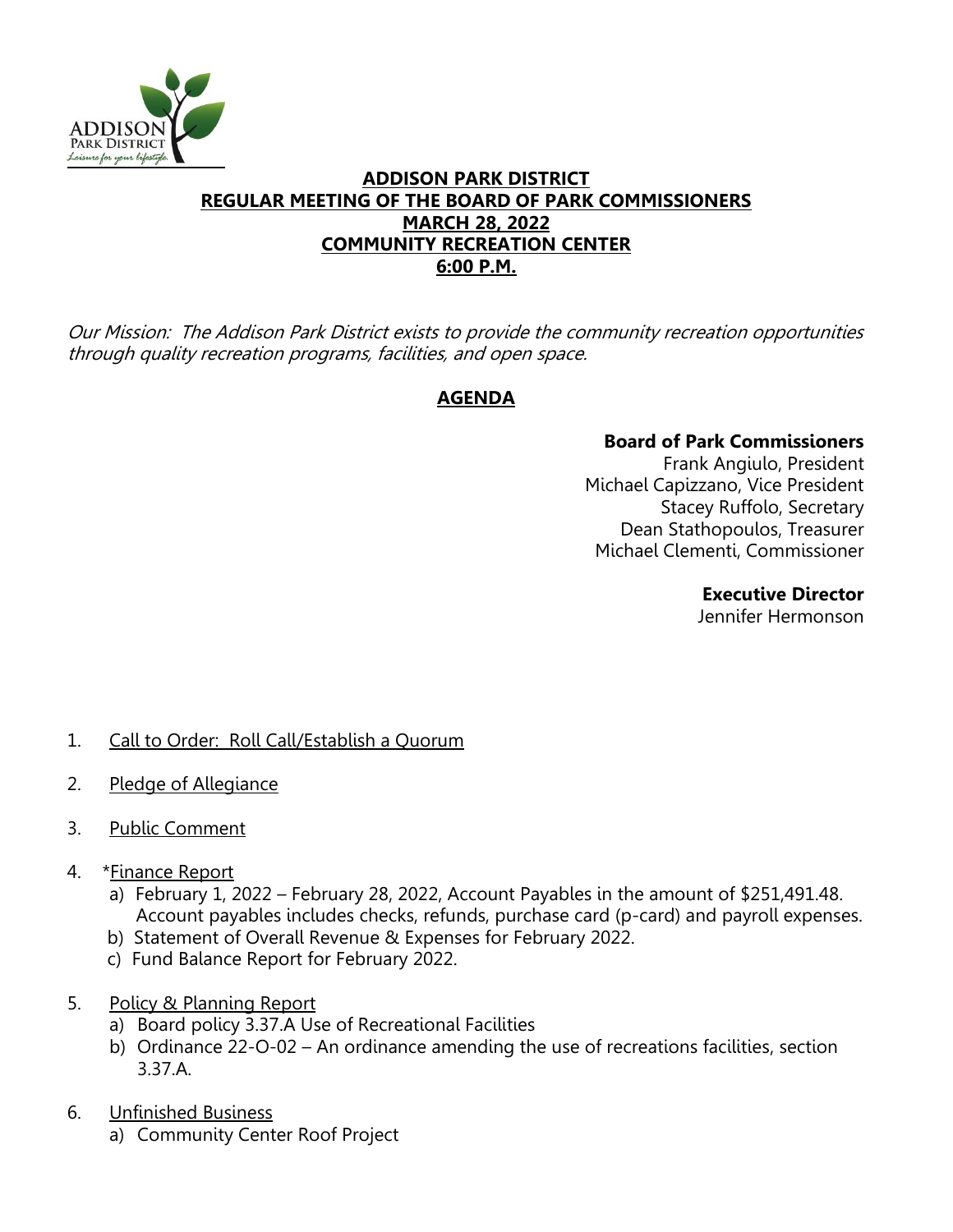ADDISON PARK DISTRICT
Leisure for your lifestyle.

# ADDISON PARK DISTRICT
## REGULAR MEETING OF THE BOARD OF PARK COMMISSIONERS
## MARCH 28, 2022
## COMMUNITY RECREATION CENTER
## 6:00 P.M.

*Our Mission: The Addison Park District exists to provide the community recreation opportunities through quality recreation programs, facilities, and open space.*

## AGENDA

**Board of Park Commissioners**
Frank Angiulo, President
Michael Capizzano, Vice President
Stacey Ruffolo, Secretary
Dean Stathopoulos, Treasurer
Michael Clementi, Commissioner

**Executive Director**
Jennifer Hermonson

1. Call to Order: Roll Call/Establish a Quorum

2. Pledge of Allegiance

3. Public Comment

4. *Finance Report
   a) February 1, 2022 – February 28, 2022, Account Payables in the amount of $251,491.48. Account payables includes checks, refunds, purchase card (p-card) and payroll expenses.
   b) Statement of Overall Revenue & Expenses for February 2022.
   c) Fund Balance Report for February 2022.

5. Policy & Planning Report
   a) Board policy 3.37.A Use of Recreational Facilities
   b) Ordinance 22-O-02 – An ordinance amending the use of recreations facilities, section 3.37.A.

6. Unfinished Business
   a) Community Center Roof Project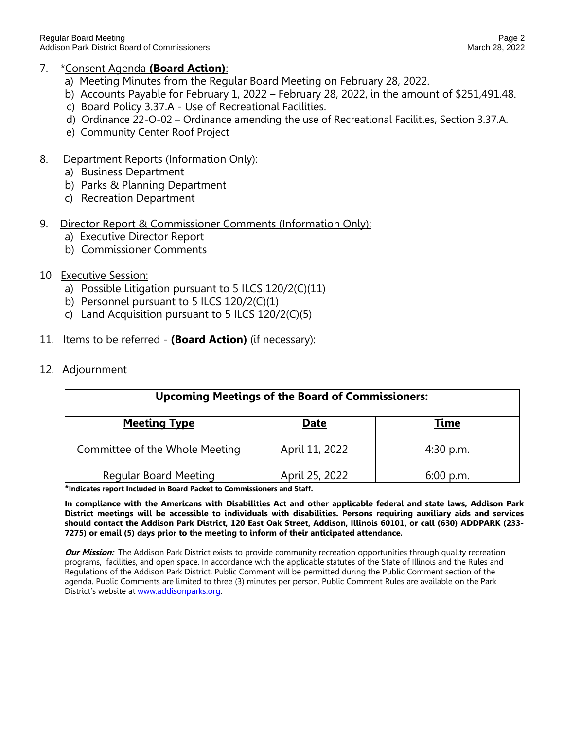7. *<u>Consent Agenda **(Board Action)**</u>:
   a) Meeting Minutes from the Regular Board Meeting on February 28, 2022.
   b) Accounts Payable for February 1, 2022 – February 28, 2022, in the amount of $251,491.48.
   c) Board Policy 3.37.A - Use of Recreational Facilities.
   d) Ordinance 22-O-02 – Ordinance amending the use of Recreational Facilities, Section 3.37.A.
   e) Community Center Roof Project

8. <u>Department Reports (Information Only):</u>
   a) Business Department
   b) Parks & Planning Department
   c) Recreation Department

9. <u>Director Report & Commissioner Comments (Information Only):</u>
   a) Executive Director Report
   b) Commissioner Comments

10 <u>Executive Session:</u>
   a) Possible Litigation pursuant to 5 ILCS 120/2(C)(11)
   b) Personnel pursuant to 5 ILCS 120/2(C)(1)
   c) Land Acquisition pursuant to 5 ILCS 120/2(C)(5)

11. <u>Items to be referred - **(Board Action)** (if necessary):</u>

12. <u>Adjournment</u>

| **Upcoming Meetings of the Board of Commissioners:** | | |
|---|---|---|
| **Meeting Type** | **Date** | **Time** |
| Committee of the Whole Meeting | April 11, 2022 | 4:30 p.m. |
| Regular Board Meeting | April 25, 2022 | 6:00 p.m. |

***Indicates report Included in Board Packet to Commissioners and Staff.**

**In compliance with the Americans with Disabilities Act and other applicable federal and state laws, Addison Park District meetings will be accessible to individuals with disabilities. Persons requiring auxiliary aids and services should contact the Addison Park District, 120 East Oak Street, Addison, Illinois 60101, or call (630) ADDPARK (233-7275) or email (5) days prior to the meeting to inform of their anticipated attendance.**

***Our Mission:*** The Addison Park District exists to provide community recreation opportunities through quality recreation programs, facilities, and open space. In accordance with the applicable statutes of the State of Illinois and the Rules and Regulations of the Addison Park District, Public Comment will be permitted during the Public Comment section of the agenda. Public Comments are limited to three (3) minutes per person. Public Comment Rules are available on the Park District's website at www.addisonparks.org.